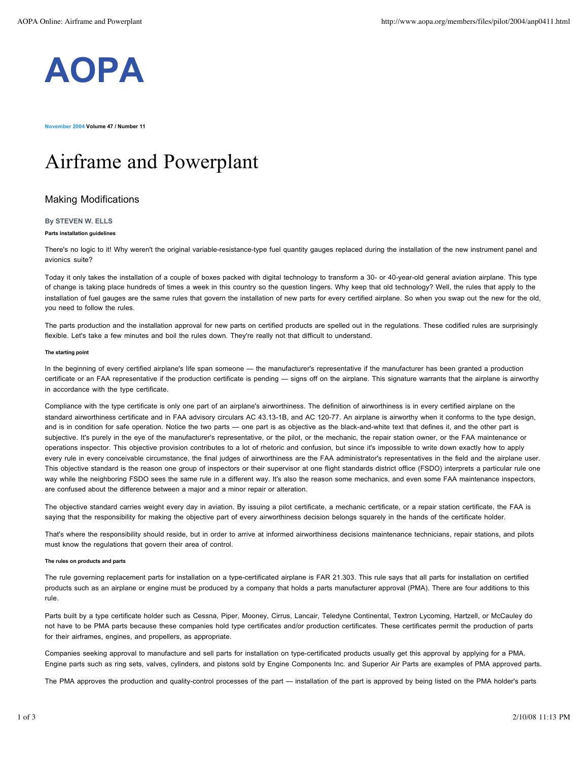# AOPA

**November 2004 Volume 47 / Number 11**

# Airframe and Powerplant

## Making Modifications

**By STEVEN W. ELLS**

**Parts installation guidelines**

There's no logic to it! Why weren't the original variable-resistance-type fuel quantity gauges replaced during the installation of the new instrument panel and avionics suite?

Today it only takes the installation of a couple of boxes packed with digital technology to transform a 30- or 40-year-old general aviation airplane. This type of change is taking place hundreds of times a week in this country so the question lingers. Why keep that old technology? Well, the rules that apply to the installation of fuel gauges are the same rules that govern the installation of new parts for every certified airplane. So when you swap out the new for the old, you need to follow the rules.

The parts production and the installation approval for new parts on certified products are spelled out in the regulations. These codified rules are surprisingly flexible. Let's take a few minutes and boil the rules down. They're really not that difficult to understand.

#### The starting point

In the beginning of every certified airplane's life span someone — the manufacturer's representative if the manufacturer has been granted a production certificate or an FAA representative if the production certificate is pending — signs off on the airplane. This signature warrants that the airplane is airworthy in accordance with the type certificate.

Compliance with the type certificate is only one part of an airplane's airworthiness. The definition of airworthiness is in every certified airplane on the standard airworthiness certificate and in FAA advisory circulars AC 43.13-1B, and AC 120-77. An airplane is airworthy when it conforms to the type design, and is in condition for safe operation. Notice the two parts — one part is as objective as the black-and-white text that defines it, and the other part is subjective. It's purely in the eye of the manufacturer's representative, or the pilot, or the mechanic, the repair station owner, or the FAA maintenance or operations inspector. This objective provision contributes to a lot of rhetoric and confusion, but since it's impossible to write down exactly how to apply every rule in every conceivable circumstance, the final judges of airworthiness are the FAA administrator's representatives in the field and the airplane user. This objective standard is the reason one group of inspectors or their supervisor at one flight standards district office (FSDO) interprets a particular rule one way while the neighboring FSDO sees the same rule in a different way. It's also the reason some mechanics, and even some FAA maintenance inspectors, are confused about the difference between a major and a minor repair or alteration.

The objective standard carries weight every day in aviation. By issuing a pilot certificate, a mechanic certificate, or a repair station certificate, the FAA is saying that the responsibility for making the objective part of every airworthiness decision belongs squarely in the hands of the certificate holder.

That's where the responsibility should reside, but in order to arrive at informed airworthiness decisions maintenance technicians, repair stations, and pilots must know the regulations that govern their area of control.

#### The rules on products and parts

The rule governing replacement parts for installation on a type-certificated airplane is FAR 21.303. This rule says that all parts for installation on certified products such as an airplane or engine must be produced by a company that holds a parts manufacturer approval (PMA). There are four additions to this rule.

Parts built by a type certificate holder such as Cessna, Piper, Mooney, Cirrus, Lancair, Teledyne Continental, Textron Lycoming, Hartzell, or McCauley do not have to be PMA parts because these companies hold type certificates and/or production certificates. These certificates permit the production of parts for their airframes, engines, and propellers, as appropriate.

Companies seeking approval to manufacture and sell parts for installation on type-certificated products usually get this approval by applying for a PMA. Engine parts such as ring sets, valves, cylinders, and pistons sold by Engine Components Inc. and Superior Air Parts are examples of PMA approved parts.

The PMA approves the production and quality-control processes of the part — installation of the part is approved by being listed on the PMA holder's parts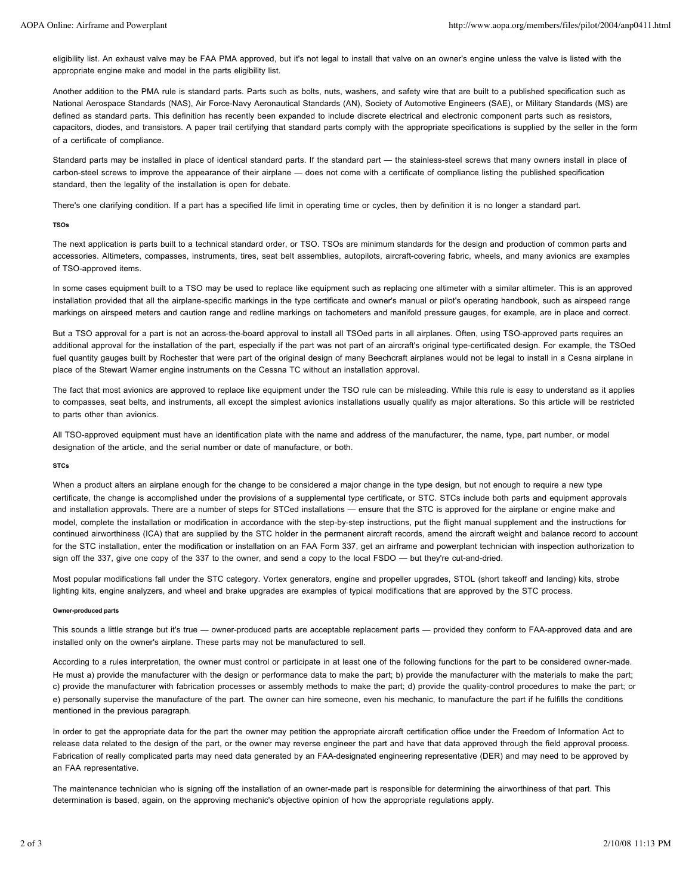eligibility list. An exhaust valve may be FAA PMA approved, but it's not legal to install that valve on an owner's engine unless the valve is listed with the appropriate engine make and model in the parts eligibility list.

Another addition to the PMA rule is standard parts. Parts such as bolts, nuts, washers, and safety wire that are built to a published specification such as National Aerospace Standards (NAS), Air Force-Navy Aeronautical Standards (AN), Society of Automotive Engineers (SAE), or Military Standards (MS) are defined as standard parts. This definition has recently been expanded to include discrete electrical and electronic component parts such as resistors, capacitors, diodes, and transistors. A paper trail certifying that standard parts comply with the appropriate specifications is supplied by the seller in the form of a certificate of compliance.

Standard parts may be installed in place of identical standard parts. If the standard part — the stainless-steel screws that many owners install in place of carbon-steel screws to improve the appearance of their airplane — does not come with a certificate of compliance listing the published specification standard, then the legality of the installation is open for debate.

There's one clarifying condition. If a part has a specified life limit in operating time or cycles, then by definition it is no longer a standard part.

#### TSOs

The next application is parts built to a technical standard order, or TSO. TSOs are minimum standards for the design and production of common parts and accessories. Altimeters, compasses, instruments, tires, seat belt assemblies, autopilots, aircraft-covering fabric, wheels, and many avionics are examples of TSO-approved items.

In some cases equipment built to a TSO may be used to replace like equipment such as replacing one altimeter with a similar altimeter. This is an approved installation provided that all the airplane-specific markings in the type certificate and owner's manual or pilot's operating handbook, such as airspeed range markings on airspeed meters and caution range and redline markings on tachometers and manifold pressure gauges, for example, are in place and correct.

But a TSO approval for a part is not an across-the-board approval to install all TSOed parts in all airplanes. Often, using TSO-approved parts requires an additional approval for the installation of the part, especially if the part was not part of an aircraft's original type-certificated design. For example, the TSOed fuel quantity gauges built by Rochester that were part of the original design of many Beechcraft airplanes would not be legal to install in a Cesna airplane in place of the Stewart Warner engine instruments on the Cessna TC without an installation approval.

The fact that most avionics are approved to replace like equipment under the TSO rule can be misleading. While this rule is easy to understand as it applies to compasses, seat belts, and instruments, all except the simplest avionics installations usually qualify as major alterations. So this article will be restricted to parts other than avionics.

All TSO-approved equipment must have an identification plate with the name and address of the manufacturer, the name, type, part number, or model designation of the article, and the serial number or date of manufacture, or both.

#### STCs

When a product alters an airplane enough for the change to be considered a major change in the type design, but not enough to require a new type certificate, the change is accomplished under the provisions of a supplemental type certificate, or STC. STCs include both parts and equipment approvals and installation approvals. There are a number of steps for STCed installations — ensure that the STC is approved for the airplane or engine make and model, complete the installation or modification in accordance with the step-by-step instructions, put the flight manual supplement and the instructions for continued airworthiness (ICA) that are supplied by the STC holder in the permanent aircraft records, amend the aircraft weight and balance record to account for the STC installation, enter the modification or installation on an FAA Form 337, get an airframe and powerplant technician with inspection authorization to sign off the 337, give one copy of the 337 to the owner, and send a copy to the local FSDO — but they're cut-and-dried.

Most popular modifications fall under the STC category. Vortex generators, engine and propeller upgrades, STOL (short takeoff and landing) kits, strobe lighting kits, engine analyzers, and wheel and brake upgrades are examples of typical modifications that are approved by the STC process.

#### Owner-produced parts

This sounds a little strange but it's true — owner-produced parts are acceptable replacement parts — provided they conform to FAA-approved data and are installed only on the owner's airplane. These parts may not be manufactured to sell.

According to a rules interpretation, the owner must control or participate in at least one of the following functions for the part to be considered owner-made. He must a) provide the manufacturer with the design or performance data to make the part; b) provide the manufacturer with the materials to make the part; c) provide the manufacturer with fabrication processes or assembly methods to make the part; d) provide the quality-control procedures to make the part; or e) personally supervise the manufacture of the part. The owner can hire someone, even his mechanic, to manufacture the part if he fulfills the conditions mentioned in the previous paragraph.

In order to get the appropriate data for the part the owner may petition the appropriate aircraft certification office under the Freedom of Information Act to release data related to the design of the part, or the owner may reverse engineer the part and have that data approved through the field approval process. Fabrication of really complicated parts may need data generated by an FAA-designated engineering representative (DER) and may need to be approved by an FAA representative.

The maintenance technician who is signing off the installation of an owner-made part is responsible for determining the airworthiness of that part. This determination is based, again, on the approving mechanic's objective opinion of how the appropriate regulations apply.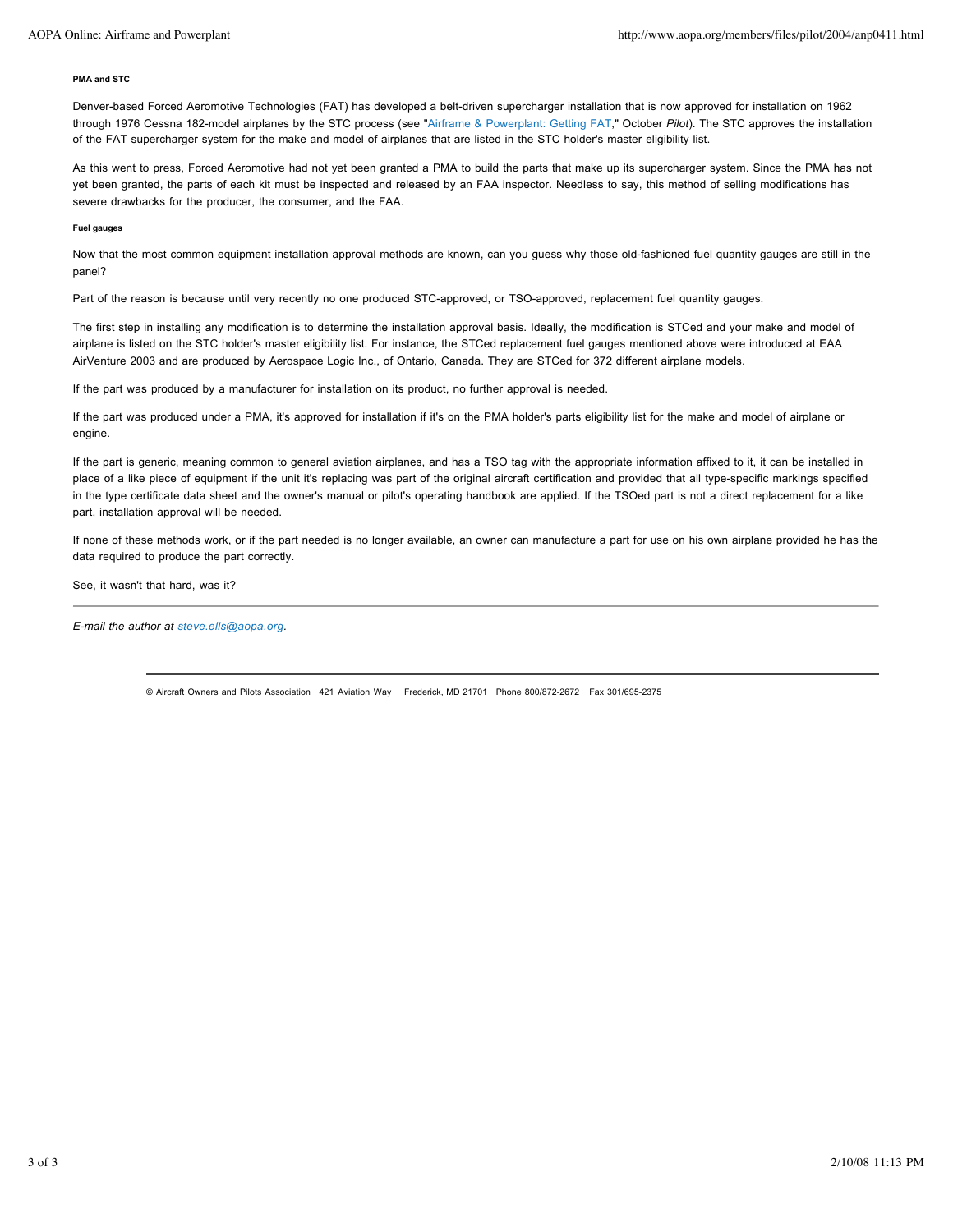#### PMA and STC

Denver-based Forced Aeromotive Technologies (FAT) has developed a belt-driven supercharger installation that is now approved for installation on 1962 through 1976 Cessna 182-model airplanes by the STC process (see "Airframe & Powerplant: Getting FAT," October *Pilot*). The STC approves the installation of the FAT supercharger system for the make and model of airplanes that are listed in the STC holder's master eligibility list.

As this went to press, Forced Aeromotive had not yet been granted a PMA to build the parts that make up its supercharger system. Since the PMA has not yet been granted, the parts of each kit must be inspected and released by an FAA inspector. Needless to say, this method of selling modifications has severe drawbacks for the producer, the consumer, and the FAA.

#### Fuel gauges

Now that the most common equipment installation approval methods are known, can you guess why those old-fashioned fuel quantity gauges are still in the panel?

Part of the reason is because until very recently no one produced STC-approved, or TSO-approved, replacement fuel quantity gauges.

The first step in installing any modification is to determine the installation approval basis. Ideally, the modification is STCed and your make and model of airplane is listed on the STC holder's master eligibility list. For instance, the STCed replacement fuel gauges mentioned above were introduced at EAA AirVenture 2003 and are produced by Aerospace Logic Inc., of Ontario, Canada. They are STCed for 372 different airplane models.

If the part was produced by a manufacturer for installation on its product, no further approval is needed.

If the part was produced under a PMA, it's approved for installation if it's on the PMA holder's parts eligibility list for the make and model of airplane or engine.

If the part is generic, meaning common to general aviation airplanes, and has a TSO tag with the appropriate information affixed to it, it can be installed in place of a like piece of equipment if the unit it's replacing was part of the original aircraft certification and provided that all type-specific markings specified in the type certificate data sheet and the owner's manual or pilot's operating handbook are applied. If the TSOed part is not a direct replacement for a like part, installation approval will be needed.

If none of these methods work, or if the part needed is no longer available, an owner can manufacture a part for use on his own airplane provided he has the data required to produce the part correctly.

See, it wasn't that hard, was it?

---

*E-mail the author at steve.ells@aopa.org.*

---

© Aircraft Owners and Pilots Association 421 Aviation Way Frederick, MD 21701 Phone 800/872-2672 Fax 301/695-2375